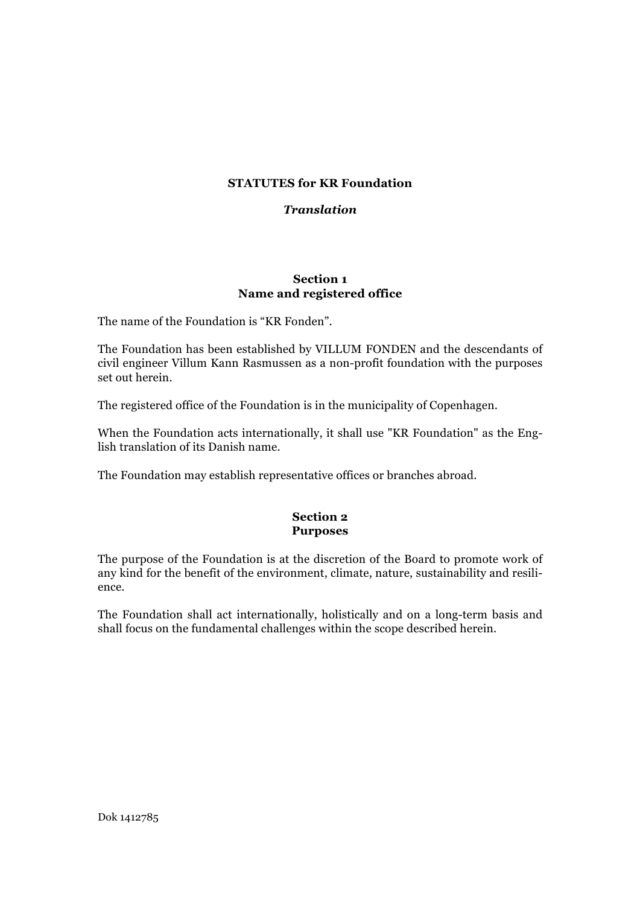# STATUTES for KR Foundation

*Translation*

## Section 1
## Name and registered office

The name of the Foundation is "KR Fonden".

The Foundation has been established by VILLUM FONDEN and the descendants of civil engineer Villum Kann Rasmussen as a non-profit foundation with the purposes set out herein.

The registered office of the Foundation is in the municipality of Copenhagen.

When the Foundation acts internationally, it shall use "KR Foundation" as the English translation of its Danish name.

The Foundation may establish representative offices or branches abroad.

## Section 2
## Purposes

The purpose of the Foundation is at the discretion of the Board to promote work of any kind for the benefit of the environment, climate, nature, sustainability and resilience.

The Foundation shall act internationally, holistically and on a long-term basis and shall focus on the fundamental challenges within the scope described herein.

Dok 1412785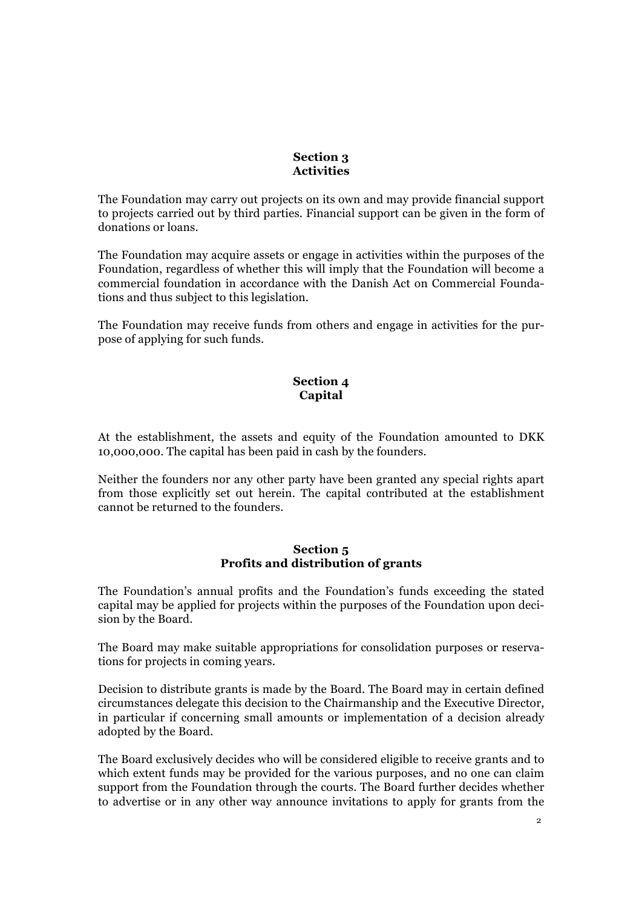## Section 3
## Activities

The Foundation may carry out projects on its own and may provide financial support to projects carried out by third parties. Financial support can be given in the form of donations or loans.

The Foundation may acquire assets or engage in activities within the purposes of the Foundation, regardless of whether this will imply that the Foundation will become a commercial foundation in accordance with the Danish Act on Commercial Foundations and thus subject to this legislation.

The Foundation may receive funds from others and engage in activities for the purpose of applying for such funds.

## Section 4
## Capital

At the establishment, the assets and equity of the Foundation amounted to DKK 10,000,000. The capital has been paid in cash by the founders.

Neither the founders nor any other party have been granted any special rights apart from those explicitly set out herein. The capital contributed at the establishment cannot be returned to the founders.

## Section 5
## Profits and distribution of grants

The Foundation's annual profits and the Foundation's funds exceeding the stated capital may be applied for projects within the purposes of the Foundation upon decision by the Board.

The Board may make suitable appropriations for consolidation purposes or reservations for projects in coming years.

Decision to distribute grants is made by the Board. The Board may in certain defined circumstances delegate this decision to the Chairmanship and the Executive Director, in particular if concerning small amounts or implementation of a decision already adopted by the Board.

The Board exclusively decides who will be considered eligible to receive grants and to which extent funds may be provided for the various purposes, and no one can claim support from the Foundation through the courts. The Board further decides whether to advertise or in any other way announce invitations to apply for grants from the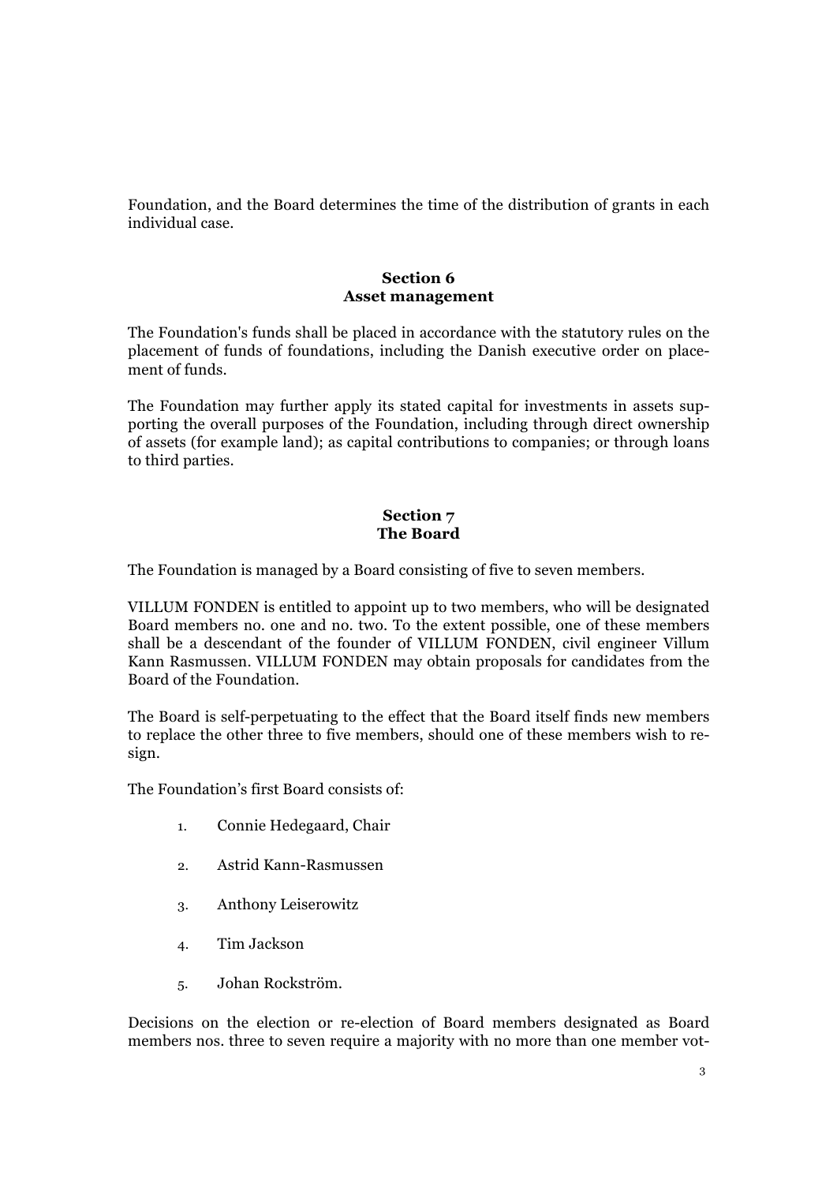Foundation, and the Board determines the time of the distribution of grants in each individual case.

## Section 6
## Asset management

The Foundation's funds shall be placed in accordance with the statutory rules on the placement of funds of foundations, including the Danish executive order on placement of funds.

The Foundation may further apply its stated capital for investments in assets supporting the overall purposes of the Foundation, including through direct ownership of assets (for example land); as capital contributions to companies; or through loans to third parties.

## Section 7
## The Board

The Foundation is managed by a Board consisting of five to seven members.

VILLUM FONDEN is entitled to appoint up to two members, who will be designated Board members no. one and no. two. To the extent possible, one of these members shall be a descendant of the founder of VILLUM FONDEN, civil engineer Villum Kann Rasmussen. VILLUM FONDEN may obtain proposals for candidates from the Board of the Foundation.

The Board is self-perpetuating to the effect that the Board itself finds new members to replace the other three to five members, should one of these members wish to resign.

The Foundation's first Board consists of:

1. Connie Hedegaard, Chair
2. Astrid Kann-Rasmussen
3. Anthony Leiserowitz
4. Tim Jackson
5. Johan Rockström.

Decisions on the election or re-election of Board members designated as Board members nos. three to seven require a majority with no more than one member vot-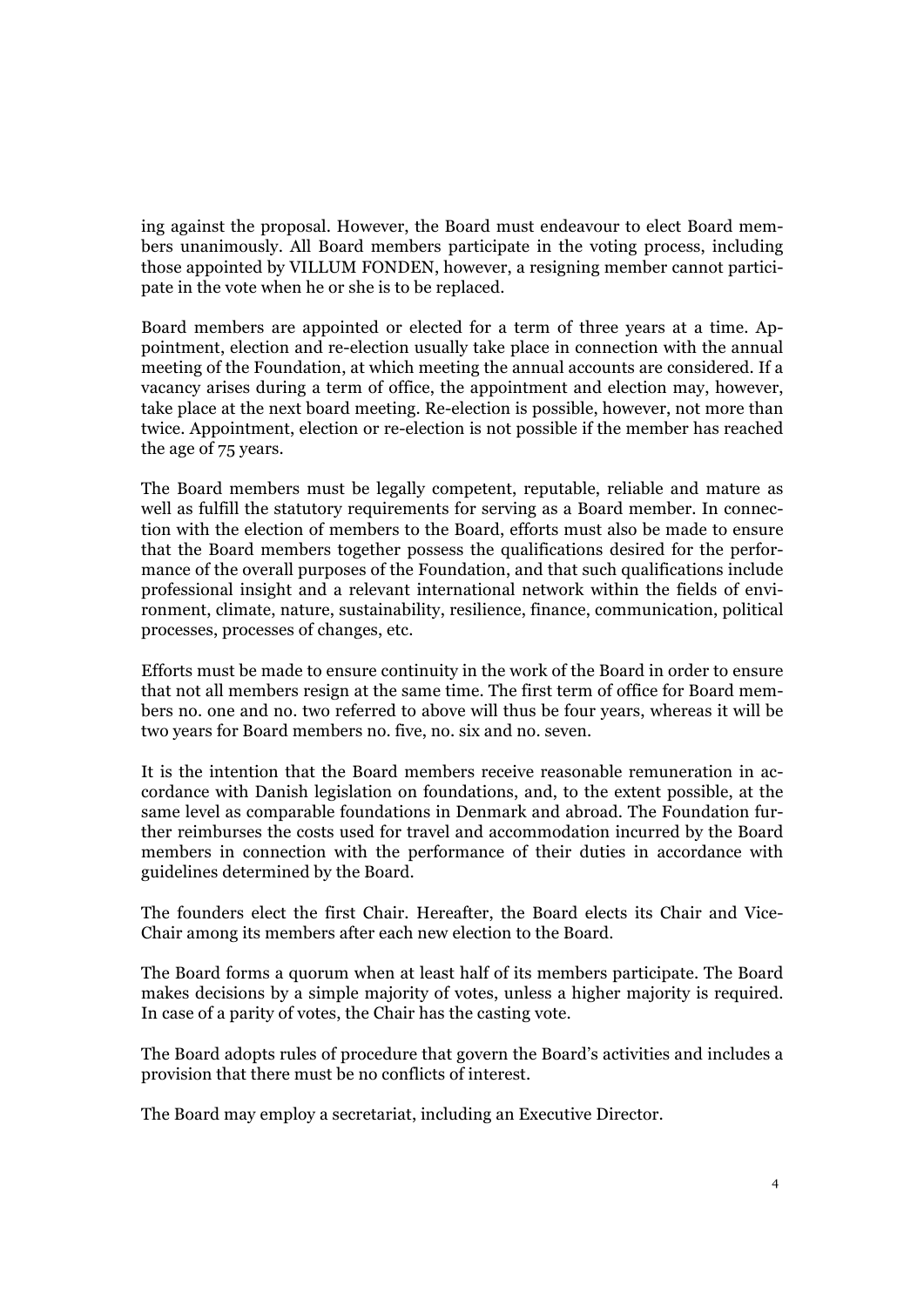ing against the proposal. However, the Board must endeavour to elect Board members unanimously. All Board members participate in the voting process, including those appointed by VILLUM FONDEN, however, a resigning member cannot participate in the vote when he or she is to be replaced.

Board members are appointed or elected for a term of three years at a time. Appointment, election and re-election usually take place in connection with the annual meeting of the Foundation, at which meeting the annual accounts are considered. If a vacancy arises during a term of office, the appointment and election may, however, take place at the next board meeting. Re-election is possible, however, not more than twice. Appointment, election or re-election is not possible if the member has reached the age of 75 years.

The Board members must be legally competent, reputable, reliable and mature as well as fulfill the statutory requirements for serving as a Board member. In connection with the election of members to the Board, efforts must also be made to ensure that the Board members together possess the qualifications desired for the performance of the overall purposes of the Foundation, and that such qualifications include professional insight and a relevant international network within the fields of environment, climate, nature, sustainability, resilience, finance, communication, political processes, processes of changes, etc.

Efforts must be made to ensure continuity in the work of the Board in order to ensure that not all members resign at the same time. The first term of office for Board members no. one and no. two referred to above will thus be four years, whereas it will be two years for Board members no. five, no. six and no. seven.

It is the intention that the Board members receive reasonable remuneration in accordance with Danish legislation on foundations, and, to the extent possible, at the same level as comparable foundations in Denmark and abroad. The Foundation further reimburses the costs used for travel and accommodation incurred by the Board members in connection with the performance of their duties in accordance with guidelines determined by the Board.

The founders elect the first Chair. Hereafter, the Board elects its Chair and Vice-Chair among its members after each new election to the Board.

The Board forms a quorum when at least half of its members participate. The Board makes decisions by a simple majority of votes, unless a higher majority is required. In case of a parity of votes, the Chair has the casting vote.

The Board adopts rules of procedure that govern the Board's activities and includes a provision that there must be no conflicts of interest.

The Board may employ a secretariat, including an Executive Director.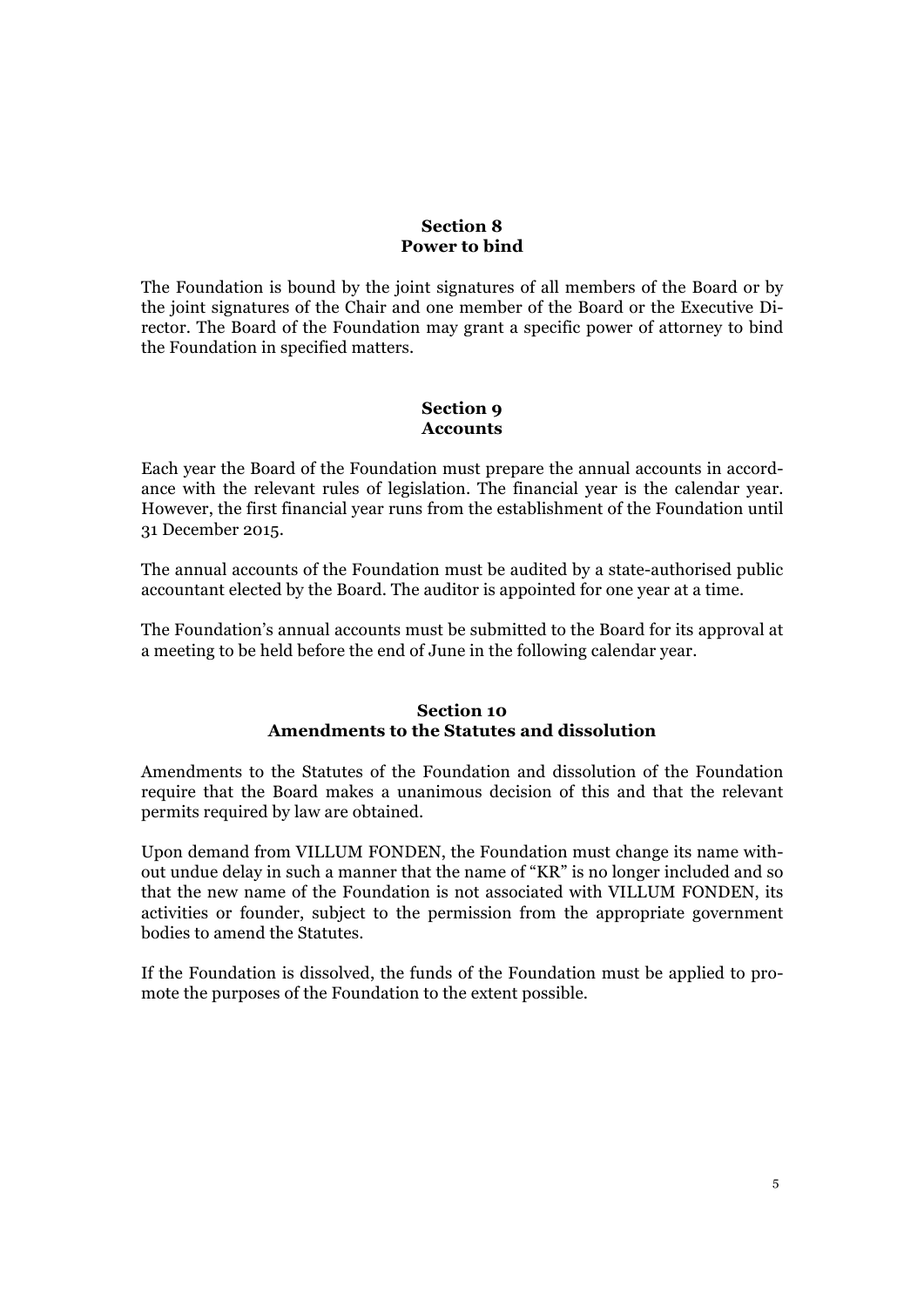## Section 8
## Power to bind

The Foundation is bound by the joint signatures of all members of the Board or by the joint signatures of the Chair and one member of the Board or the Executive Director. The Board of the Foundation may grant a specific power of attorney to bind the Foundation in specified matters.

## Section 9
## Accounts

Each year the Board of the Foundation must prepare the annual accounts in accordance with the relevant rules of legislation. The financial year is the calendar year. However, the first financial year runs from the establishment of the Foundation until 31 December 2015.

The annual accounts of the Foundation must be audited by a state-authorised public accountant elected by the Board. The auditor is appointed for one year at a time.

The Foundation's annual accounts must be submitted to the Board for its approval at a meeting to be held before the end of June in the following calendar year.

## Section 10
## Amendments to the Statutes and dissolution

Amendments to the Statutes of the Foundation and dissolution of the Foundation require that the Board makes a unanimous decision of this and that the relevant permits required by law are obtained.

Upon demand from VILLUM FONDEN, the Foundation must change its name without undue delay in such a manner that the name of "KR" is no longer included and so that the new name of the Foundation is not associated with VILLUM FONDEN, its activities or founder, subject to the permission from the appropriate government bodies to amend the Statutes.

If the Foundation is dissolved, the funds of the Foundation must be applied to promote the purposes of the Foundation to the extent possible.